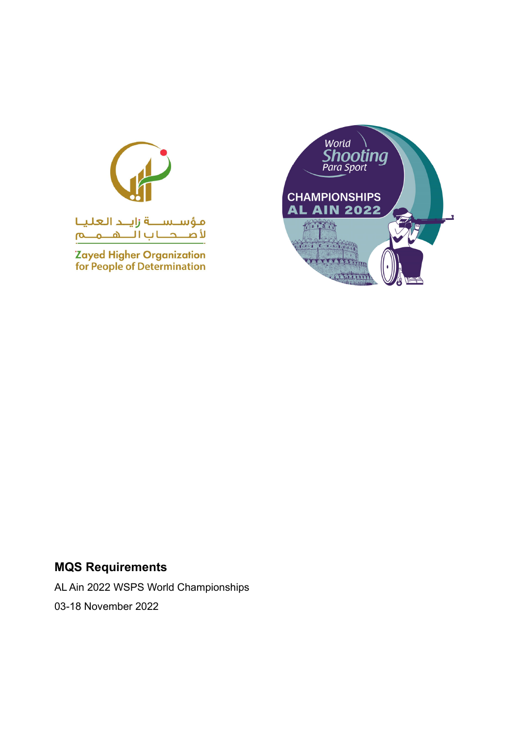مؤسسة زايد العليا لأصحاب الهمم

Zayed Higher Organization for People of Determination

World Shooting Para Sport

CHAMPIONSHIPS AL AIN 2022

**MQS Requirements**

AL Ain 2022 WSPS World Championships

03-18 November 2022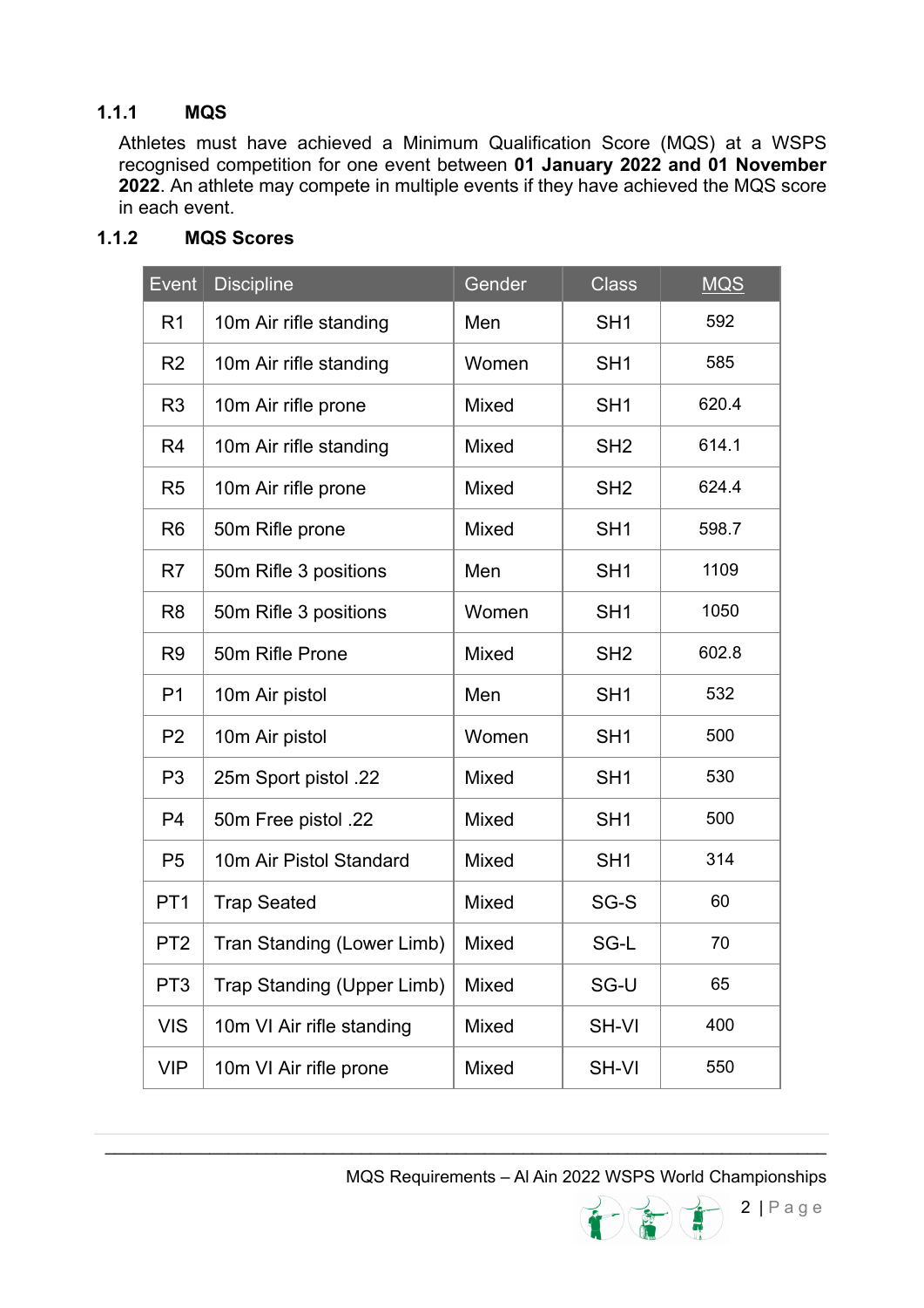### 1.1.1 MQS

Athletes must have achieved a Minimum Qualification Score (MQS) at a WSPS recognised competition for one event between **01 January 2022 and 01 November 2022**. An athlete may compete in multiple events if they have achieved the MQS score in each event.

### 1.1.2 MQS Scores

| Event | Discipline | Gender | Class | MQS |
|---|---|---|---|---|
| R1 | 10m Air rifle standing | Men | SH1 | 592 |
| R2 | 10m Air rifle standing | Women | SH1 | 585 |
| R3 | 10m Air rifle prone | Mixed | SH1 | 620.4 |
| R4 | 10m Air rifle standing | Mixed | SH2 | 614.1 |
| R5 | 10m Air rifle prone | Mixed | SH2 | 624.4 |
| R6 | 50m Rifle prone | Mixed | SH1 | 598.7 |
| R7 | 50m Rifle 3 positions | Men | SH1 | 1109 |
| R8 | 50m Rifle 3 positions | Women | SH1 | 1050 |
| R9 | 50m Rifle Prone | Mixed | SH2 | 602.8 |
| P1 | 10m Air pistol | Men | SH1 | 532 |
| P2 | 10m Air pistol | Women | SH1 | 500 |
| P3 | 25m Sport pistol .22 | Mixed | SH1 | 530 |
| P4 | 50m Free pistol .22 | Mixed | SH1 | 500 |
| P5 | 10m Air Pistol Standard | Mixed | SH1 | 314 |
| PT1 | Trap Seated | Mixed | SG-S | 60 |
| PT2 | Tran Standing (Lower Limb) | Mixed | SG-L | 70 |
| PT3 | Trap Standing (Upper Limb) | Mixed | SG-U | 65 |
| VIS | 10m VI Air rifle standing | Mixed | SH-VI | 400 |
| VIP | 10m VI Air rifle prone | Mixed | SH-VI | 550 |